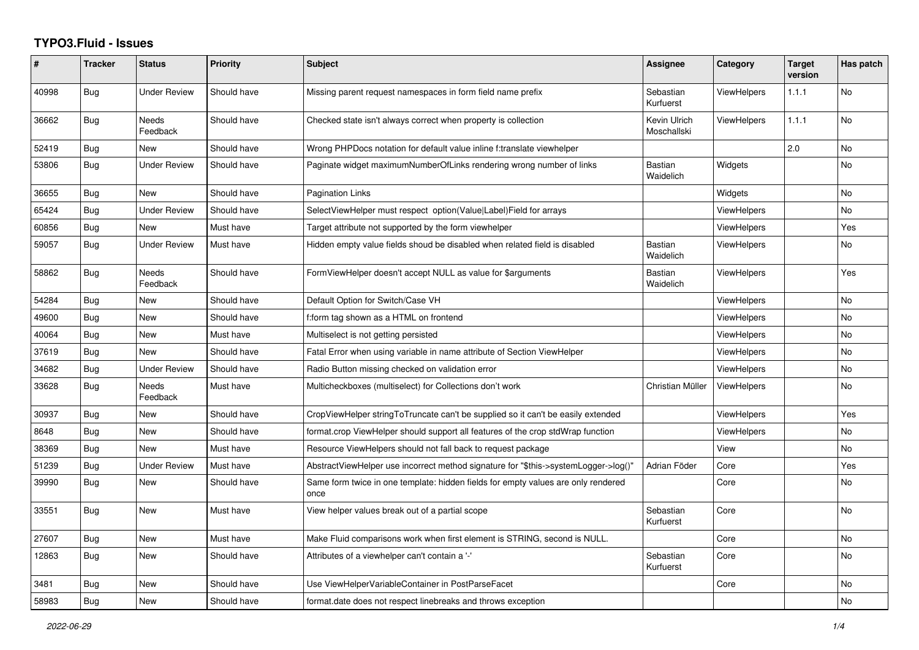# TYPO3.Fluid - Issues

| # | Tracker | Status | Priority | Subject | Assignee | Category | Target version | Has patch |
|---|---|---|---|---|---|---|---|---|
| 40998 | Bug | Under Review | Should have | Missing parent request namespaces in form field name prefix | Sebastian Kurfuerst | ViewHelpers | 1.1.1 | No |
| 36662 | Bug | Needs Feedback | Should have | Checked state isn't always correct when property is collection | Kevin Ulrich Moschallski | ViewHelpers | 1.1.1 | No |
| 52419 | Bug | New | Should have | Wrong PHPDocs notation for default value inline f:translate viewhelper | | | 2.0 | No |
| 53806 | Bug | Under Review | Should have | Paginate widget maximumNumberOfLinks rendering wrong number of links | Bastian Waidelich | Widgets | | No |
| 36655 | Bug | New | Should have | Pagination Links | | Widgets | | No |
| 65424 | Bug | Under Review | Should have | SelectViewHelper must respect option(Value\|Label)Field for arrays | | ViewHelpers | | No |
| 60856 | Bug | New | Must have | Target attribute not supported by the form viewhelper | | ViewHelpers | | Yes |
| 59057 | Bug | Under Review | Must have | Hidden empty value fields shoud be disabled when related field is disabled | Bastian Waidelich | ViewHelpers | | No |
| 58862 | Bug | Needs Feedback | Should have | FormViewHelper doesn't accept NULL as value for $arguments | Bastian Waidelich | ViewHelpers | | Yes |
| 54284 | Bug | New | Should have | Default Option for Switch/Case VH | | ViewHelpers | | No |
| 49600 | Bug | New | Should have | f:form tag shown as a HTML on frontend | | ViewHelpers | | No |
| 40064 | Bug | New | Must have | Multiselect is not getting persisted | | ViewHelpers | | No |
| 37619 | Bug | New | Should have | Fatal Error when using variable in name attribute of Section ViewHelper | | ViewHelpers | | No |
| 34682 | Bug | Under Review | Should have | Radio Button missing checked on validation error | | ViewHelpers | | No |
| 33628 | Bug | Needs Feedback | Must have | Multicheckboxes (multiselect) for Collections don't work | Christian Müller | ViewHelpers | | No |
| 30937 | Bug | New | Should have | CropViewHelper stringToTruncate can't be supplied so it can't be easily extended | | ViewHelpers | | Yes |
| 8648 | Bug | New | Should have | format.crop ViewHelper should support all features of the crop stdWrap function | | ViewHelpers | | No |
| 38369 | Bug | New | Must have | Resource ViewHelpers should not fall back to request package | | View | | No |
| 51239 | Bug | Under Review | Must have | AbstractViewHelper use incorrect method signature for "$this->systemLogger->log()" | Adrian Föder | Core | | Yes |
| 39990 | Bug | New | Should have | Same form twice in one template: hidden fields for empty values are only rendered once | | Core | | No |
| 33551 | Bug | New | Must have | View helper values break out of a partial scope | Sebastian Kurfuerst | Core | | No |
| 27607 | Bug | New | Must have | Make Fluid comparisons work when first element is STRING, second is NULL. | | Core | | No |
| 12863 | Bug | New | Should have | Attributes of a viewhelper can't contain a '-' | Sebastian Kurfuerst | Core | | No |
| 3481 | Bug | New | Should have | Use ViewHelperVariableContainer in PostParseFacet | | Core | | No |
| 58983 | Bug | New | Should have | format.date does not respect linebreaks and throws exception | | | | No |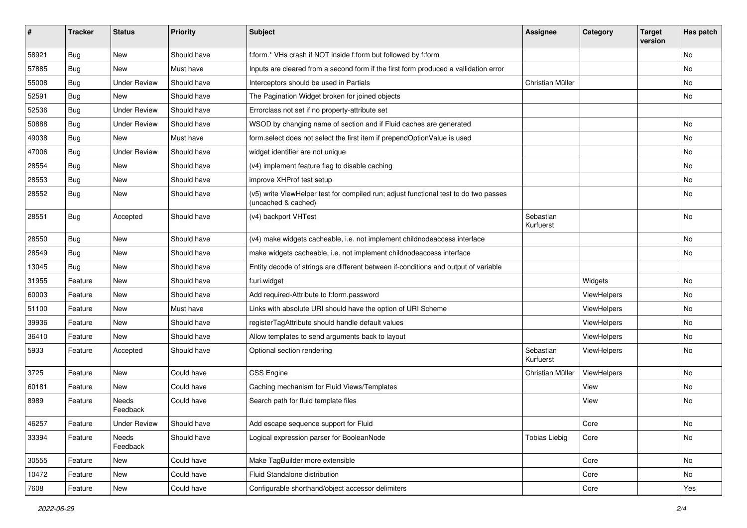| # | Tracker | Status | Priority | Subject | Assignee | Category | Target version | Has patch |
|---|---|---|---|---|---|---|---|---|
| 58921 | Bug | New | Should have | f:form.* VHs crash if NOT inside f:form but followed by f:form | | | | No |
| 57885 | Bug | New | Must have | Inputs are cleared from a second form if the first form produced a vallidation error | | | | No |
| 55008 | Bug | Under Review | Should have | Interceptors should be used in Partials | Christian Müller | | | No |
| 52591 | Bug | New | Should have | The Pagination Widget broken for joined objects | | | | No |
| 52536 | Bug | Under Review | Should have | Errorclass not set if no property-attribute set | | | | |
| 50888 | Bug | Under Review | Should have | WSOD by changing name of section and if Fluid caches are generated | | | | No |
| 49038 | Bug | New | Must have | form.select does not select the first item if prependOptionValue is used | | | | No |
| 47006 | Bug | Under Review | Should have | widget identifier are not unique | | | | No |
| 28554 | Bug | New | Should have | (v4) implement feature flag to disable caching | | | | No |
| 28553 | Bug | New | Should have | improve XHProf test setup | | | | No |
| 28552 | Bug | New | Should have | (v5) write ViewHelper test for compiled run; adjust functional test to do two passes (uncached & cached) | | | | No |
| 28551 | Bug | Accepted | Should have | (v4) backport VHTest | Sebastian Kurfuerst | | | No |
| 28550 | Bug | New | Should have | (v4) make widgets cacheable, i.e. not implement childnodeaccess interface | | | | No |
| 28549 | Bug | New | Should have | make widgets cacheable, i.e. not implement childnodeaccess interface | | | | No |
| 13045 | Bug | New | Should have | Entity decode of strings are different between if-conditions and output of variable | | | | |
| 31955 | Feature | New | Should have | f:uri.widget | | Widgets | | No |
| 60003 | Feature | New | Should have | Add required-Attribute to f:form.password | | ViewHelpers | | No |
| 51100 | Feature | New | Must have | Links with absolute URI should have the option of URI Scheme | | ViewHelpers | | No |
| 39936 | Feature | New | Should have | registerTagAttribute should handle default values | | ViewHelpers | | No |
| 36410 | Feature | New | Should have | Allow templates to send arguments back to layout | | ViewHelpers | | No |
| 5933 | Feature | Accepted | Should have | Optional section rendering | Sebastian Kurfuerst | ViewHelpers | | No |
| 3725 | Feature | New | Could have | CSS Engine | Christian Müller | ViewHelpers | | No |
| 60181 | Feature | New | Could have | Caching mechanism for Fluid Views/Templates | | View | | No |
| 8989 | Feature | Needs Feedback | Could have | Search path for fluid template files | | View | | No |
| 46257 | Feature | Under Review | Should have | Add escape sequence support for Fluid | | Core | | No |
| 33394 | Feature | Needs Feedback | Should have | Logical expression parser for BooleanNode | Tobias Liebig | Core | | No |
| 30555 | Feature | New | Could have | Make TagBuilder more extensible | | Core | | No |
| 10472 | Feature | New | Could have | Fluid Standalone distribution | | Core | | No |
| 7608 | Feature | New | Could have | Configurable shorthand/object accessor delimiters | | Core | | Yes |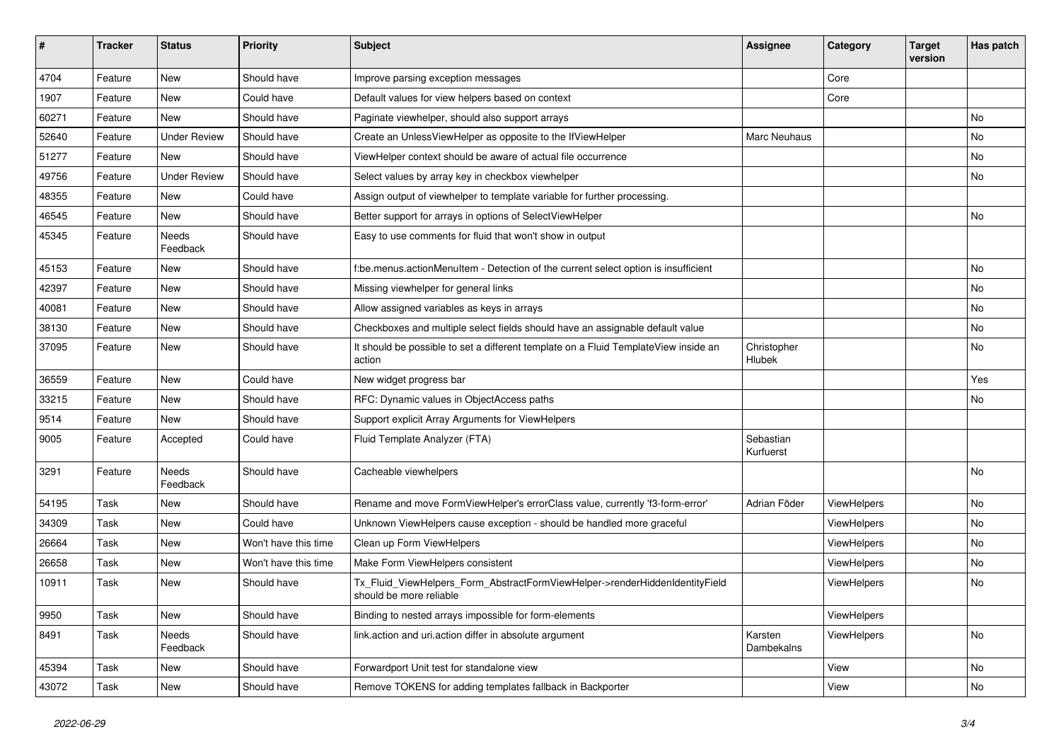| # | Tracker | Status | Priority | Subject | Assignee | Category | Target version | Has patch |
| --- | --- | --- | --- | --- | --- | --- | --- | --- |
| 4704 | Feature | New | Should have | Improve parsing exception messages | | Core | | |
| 1907 | Feature | New | Could have | Default values for view helpers based on context | | Core | | |
| 60271 | Feature | New | Should have | Paginate viewhelper, should also support arrays | | | | No |
| 52640 | Feature | Under Review | Should have | Create an UnlessViewHelper as opposite to the IfViewHelper | Marc Neuhaus | | | No |
| 51277 | Feature | New | Should have | ViewHelper context should be aware of actual file occurrence | | | | No |
| 49756 | Feature | Under Review | Should have | Select values by array key in checkbox viewhelper | | | | No |
| 48355 | Feature | New | Could have | Assign output of viewhelper to template variable for further processing. | | | | |
| 46545 | Feature | New | Should have | Better support for arrays in options of SelectViewHelper | | | | No |
| 45345 | Feature | Needs Feedback | Should have | Easy to use comments for fluid that won't show in output | | | | |
| 45153 | Feature | New | Should have | f:be.menus.actionMenuItem - Detection of the current select option is insufficient | | | | No |
| 42397 | Feature | New | Should have | Missing viewhelper for general links | | | | No |
| 40081 | Feature | New | Should have | Allow assigned variables as keys in arrays | | | | No |
| 38130 | Feature | New | Should have | Checkboxes and multiple select fields should have an assignable default value | | | | No |
| 37095 | Feature | New | Should have | It should be possible to set a different template on a Fluid TemplateView inside an action | Christopher Hlubek | | | No |
| 36559 | Feature | New | Could have | New widget progress bar | | | | Yes |
| 33215 | Feature | New | Should have | RFC: Dynamic values in ObjectAccess paths | | | | No |
| 9514 | Feature | New | Should have | Support explicit Array Arguments for ViewHelpers | | | | |
| 9005 | Feature | Accepted | Could have | Fluid Template Analyzer (FTA) | Sebastian Kurfuerst | | | |
| 3291 | Feature | Needs Feedback | Should have | Cacheable viewhelpers | | | | No |
| 54195 | Task | New | Should have | Rename and move FormViewHelper's errorClass value, currently 'f3-form-error' | Adrian Föder | ViewHelpers | | No |
| 34309 | Task | New | Could have | Unknown ViewHelpers cause exception - should be handled more graceful | | ViewHelpers | | No |
| 26664 | Task | New | Won't have this time | Clean up Form ViewHelpers | | ViewHelpers | | No |
| 26658 | Task | New | Won't have this time | Make Form ViewHelpers consistent | | ViewHelpers | | No |
| 10911 | Task | New | Should have | Tx_Fluid_ViewHelpers_Form_AbstractFormViewHelper->renderHiddenIdentityField should be more reliable | | ViewHelpers | | No |
| 9950 | Task | New | Should have | Binding to nested arrays impossible for form-elements | | ViewHelpers | | |
| 8491 | Task | Needs Feedback | Should have | link.action and uri.action differ in absolute argument | Karsten Dambekalns | ViewHelpers | | No |
| 45394 | Task | New | Should have | Forwardport Unit test for standalone view | | View | | No |
| 43072 | Task | New | Should have | Remove TOKENS for adding templates fallback in Backporter | | View | | No |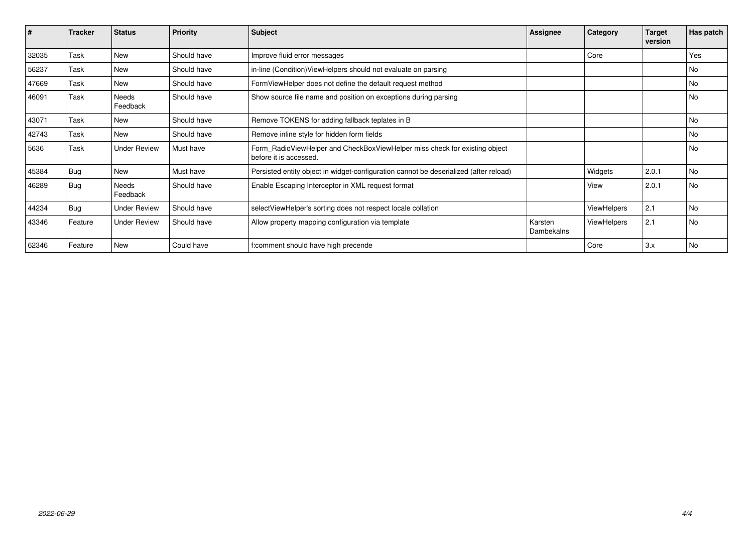| # | Tracker | Status | Priority | Subject | Assignee | Category | Target version | Has patch |
|---|---|---|---|---|---|---|---|---|
| 32035 | Task | New | Should have | Improve fluid error messages | | Core | | Yes |
| 56237 | Task | New | Should have | in-line (Condition)ViewHelpers should not evaluate on parsing | | | | No |
| 47669 | Task | New | Should have | FormViewHelper does not define the default request method | | | | No |
| 46091 | Task | Needs Feedback | Should have | Show source file name and position on exceptions during parsing | | | | No |
| 43071 | Task | New | Should have | Remove TOKENS for adding fallback teplates in B | | | | No |
| 42743 | Task | New | Should have | Remove inline style for hidden form fields | | | | No |
| 5636 | Task | Under Review | Must have | Form_RadioViewHelper and CheckBoxViewHelper miss check for existing object before it is accessed. | | | | No |
| 45384 | Bug | New | Must have | Persisted entity object in widget-configuration cannot be deserialized (after reload) | | Widgets | 2.0.1 | No |
| 46289 | Bug | Needs Feedback | Should have | Enable Escaping Interceptor in XML request format | | View | 2.0.1 | No |
| 44234 | Bug | Under Review | Should have | selectViewHelper's sorting does not respect locale collation | | ViewHelpers | 2.1 | No |
| 43346 | Feature | Under Review | Should have | Allow property mapping configuration via template | Karsten Dambekalns | ViewHelpers | 2.1 | No |
| 62346 | Feature | New | Could have | f:comment should have high precende | | Core | 3.x | No |